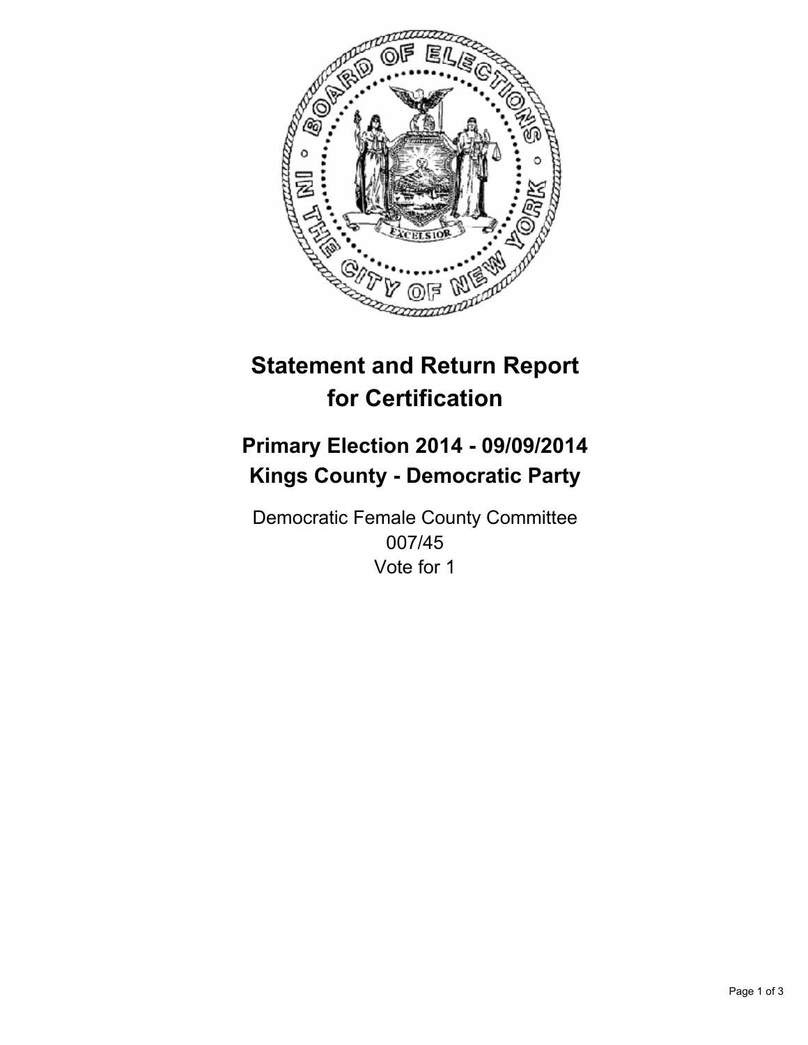# Statement and Return Report for Certification

## Primary Election 2014 - 09/09/2014
## Kings County - Democratic Party

Democratic Female County Committee
007/45
Vote for 1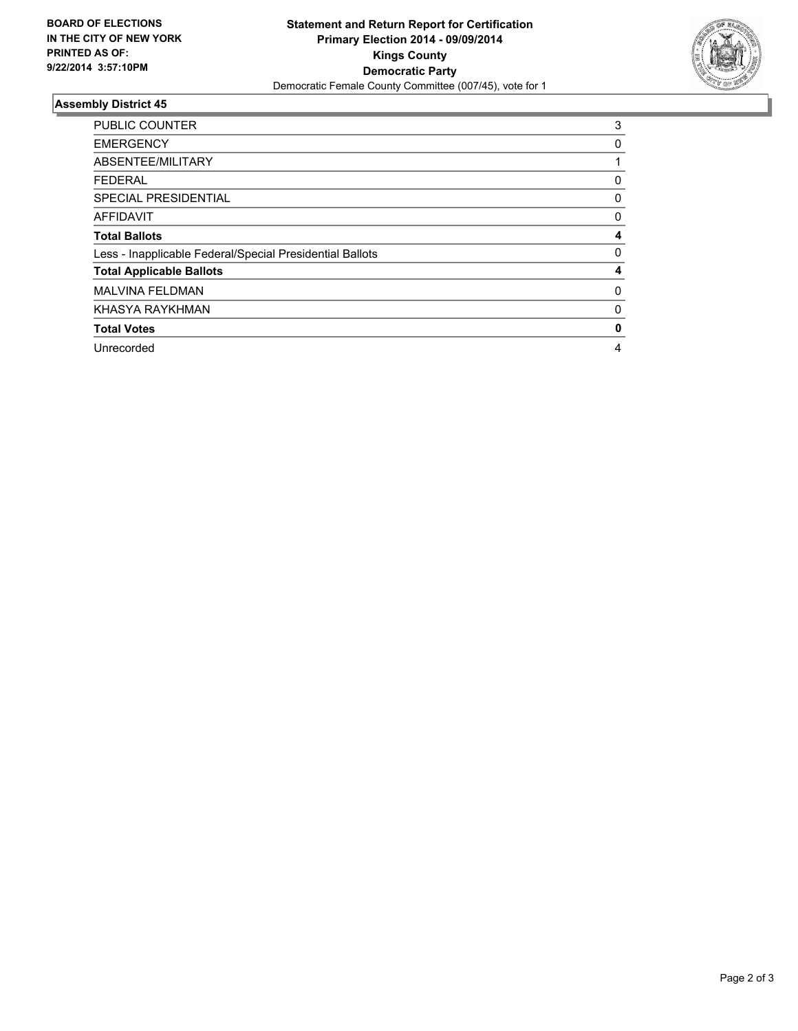**BOARD OF ELECTIONS IN THE CITY OF NEW YORK PRINTED AS OF: 9/22/2014 3:57:10PM**

**Statement and Return Report for Certification**
**Primary Election 2014 - 09/09/2014**
**Kings County**
**Democratic Party**
Democratic Female County Committee (007/45), vote for 1

### Assembly District 45

| | |
|---|---|
| PUBLIC COUNTER | 3 |
| EMERGENCY | 0 |
| ABSENTEE/MILITARY | 1 |
| FEDERAL | 0 |
| SPECIAL PRESIDENTIAL | 0 |
| AFFIDAVIT | 0 |
| **Total Ballots** | **4** |
| Less - Inapplicable Federal/Special Presidential Ballots | 0 |
| **Total Applicable Ballots** | **4** |
| MALVINA FELDMAN | 0 |
| KHASYA RAYKHMAN | 0 |
| **Total Votes** | **0** |
| Unrecorded | 4 |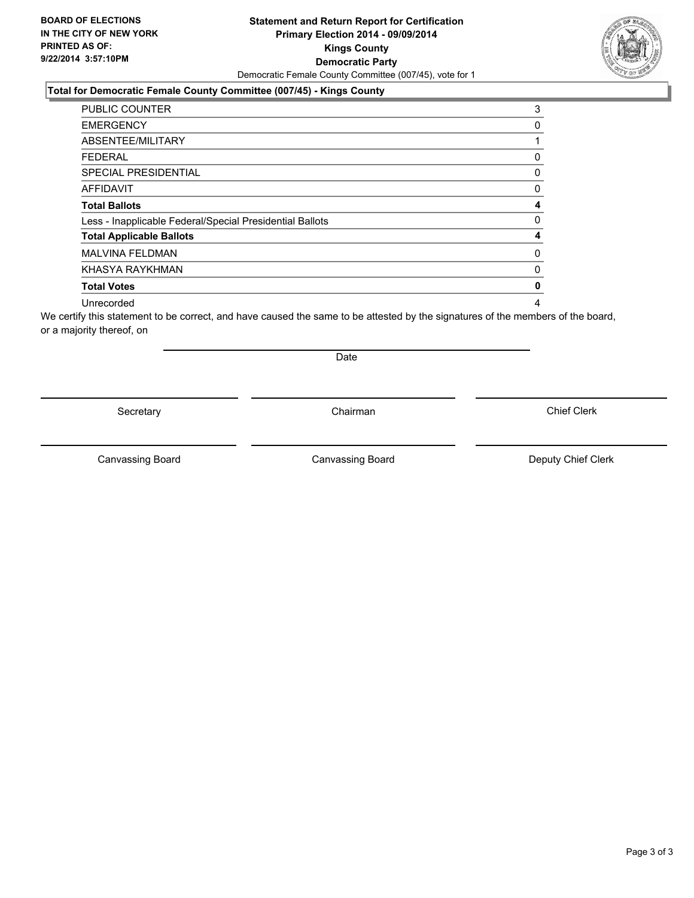**BOARD OF ELECTIONS IN THE CITY OF NEW YORK PRINTED AS OF: 9/22/2014 3:57:10PM**

**Statement and Return Report for Certification**
**Primary Election 2014 - 09/09/2014**
**Kings County**
**Democratic Party**
Democratic Female County Committee (007/45), vote for 1

### Total for Democratic Female County Committee (007/45) - Kings County

| | |
|---|---|
| PUBLIC COUNTER | 3 |
| EMERGENCY | 0 |
| ABSENTEE/MILITARY | 1 |
| FEDERAL | 0 |
| SPECIAL PRESIDENTIAL | 0 |
| AFFIDAVIT | 0 |
| **Total Ballots** | **4** |
| Less - Inapplicable Federal/Special Presidential Ballots | 0 |
| **Total Applicable Ballots** | **4** |
| MALVINA FELDMAN | 0 |
| KHASYA RAYKHMAN | 0 |
| **Total Votes** | **0** |
| Unrecorded | 4 |

We certify this statement to be correct, and have caused the same to be attested by the signatures of the members of the board, or a majority thereof, on

Date

Secretary — Chairman — Chief Clerk

Canvassing Board — Canvassing Board — Deputy Chief Clerk